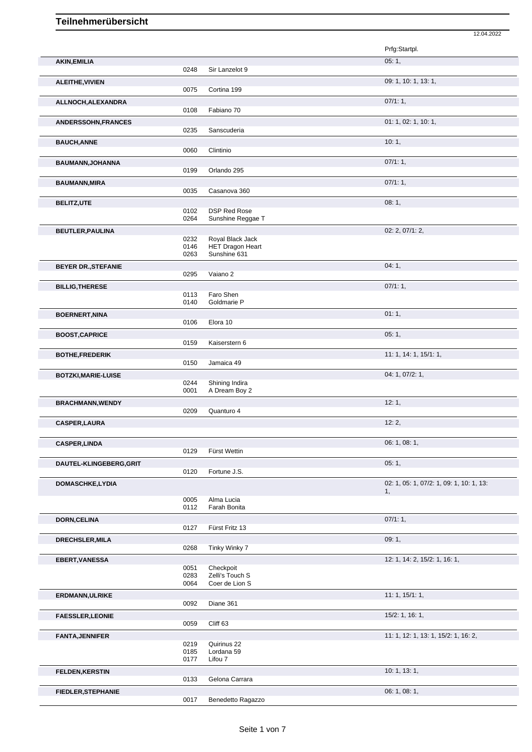# Teilnehmerübersicht

12.04.2022

| Name | Nr. | Pferd | Prfg:Startpl. |
|---|---|---|---|
| **AKIN,EMILIA** | | | 05: 1, |
| | 0248 | Sir Lanzelot 9 | |
| **ALEITHE,VIVIEN** | | | 09: 1, 10: 1, 13: 1, |
| | 0075 | Cortina 199 | |
| **ALLNOCH,ALEXANDRA** | | | 07/1: 1, |
| | 0108 | Fabiano 70 | |
| **ANDERSSOHN,FRANCES** | | | 01: 1, 02: 1, 10: 1, |
| | 0235 | Sanscuderia | |
| **BAUCH,ANNE** | | | 10: 1, |
| | 0060 | Clintinio | |
| **BAUMANN,JOHANNA** | | | 07/1: 1, |
| | 0199 | Orlando 295 | |
| **BAUMANN,MIRA** | | | 07/1: 1, |
| | 0035 | Casanova 360 | |
| **BELITZ,UTE** | | | 08: 1, |
| | 0102 | DSP Red Rose | |
| | 0264 | Sunshine Reggae T | |
| **BEUTLER,PAULINA** | | | 02: 2, 07/1: 2, |
| | 0232 | Royal Black Jack | |
| | 0146 | HET Dragon Heart | |
| | 0263 | Sunshine 631 | |
| **BEYER DR.,STEFANIE** | | | 04: 1, |
| | 0295 | Vaiano 2 | |
| **BILLIG,THERESE** | | | 07/1: 1, |
| | 0113 | Faro Shen | |
| | 0140 | Goldmarie P | |
| **BOERNERT,NINA** | | | 01: 1, |
| | 0106 | Elora 10 | |
| **BOOST,CAPRICE** | | | 05: 1, |
| | 0159 | Kaiserstern 6 | |
| **BOTHE,FREDERIK** | | | 11: 1, 14: 1, 15/1: 1, |
| | 0150 | Jamaica 49 | |
| **BOTZKI,MARIE-LUISE** | | | 04: 1, 07/2: 1, |
| | 0244 | Shining Indira | |
| | 0001 | A Dream Boy 2 | |
| **BRACHMANN,WENDY** | | | 12: 1, |
| | 0209 | Quanturo 4 | |
| **CASPER,LAURA** | | | 12: 2, |
| **CASPER,LINDA** | | | 06: 1, 08: 1, |
| | 0129 | Fürst Wettin | |
| **DAUTEL-KLINGEBERG,GRIT** | | | 05: 1, |
| | 0120 | Fortune J.S. | |
| **DOMASCHKE,LYDIA** | | | 02: 1, 05: 1, 07/2: 1, 09: 1, 10: 1, 13: 1, |
| | 0005 | Alma Lucia | |
| | 0112 | Farah Bonita | |
| **DORN,CELINA** | | | 07/1: 1, |
| | 0127 | Fürst Fritz 13 | |
| **DRECHSLER,MILA** | | | 09: 1, |
| | 0268 | Tinky Winky 7 | |
| **EBERT,VANESSA** | | | 12: 1, 14: 2, 15/2: 1, 16: 1, |
| | 0051 | Checkpoit | |
| | 0283 | Zelli's Touch S | |
| | 0064 | Coer de Lion S | |
| **ERDMANN,ULRIKE** | | | 11: 1, 15/1: 1, |
| | 0092 | Diane 361 | |
| **FAESSLER,LEONIE** | | | 15/2: 1, 16: 1, |
| | 0059 | Cliff 63 | |
| **FANTA,JENNIFER** | | | 11: 1, 12: 1, 13: 1, 15/2: 1, 16: 2, |
| | 0219 | Quirinus 22 | |
| | 0185 | Lordana 59 | |
| | 0177 | Lifou 7 | |
| **FELDEN,KERSTIN** | | | 10: 1, 13: 1, |
| | 0133 | Gelona Carrara | |
| **FIEDLER,STEPHANIE** | | | 06: 1, 08: 1, |
| | 0017 | Benedetto Ragazzo | |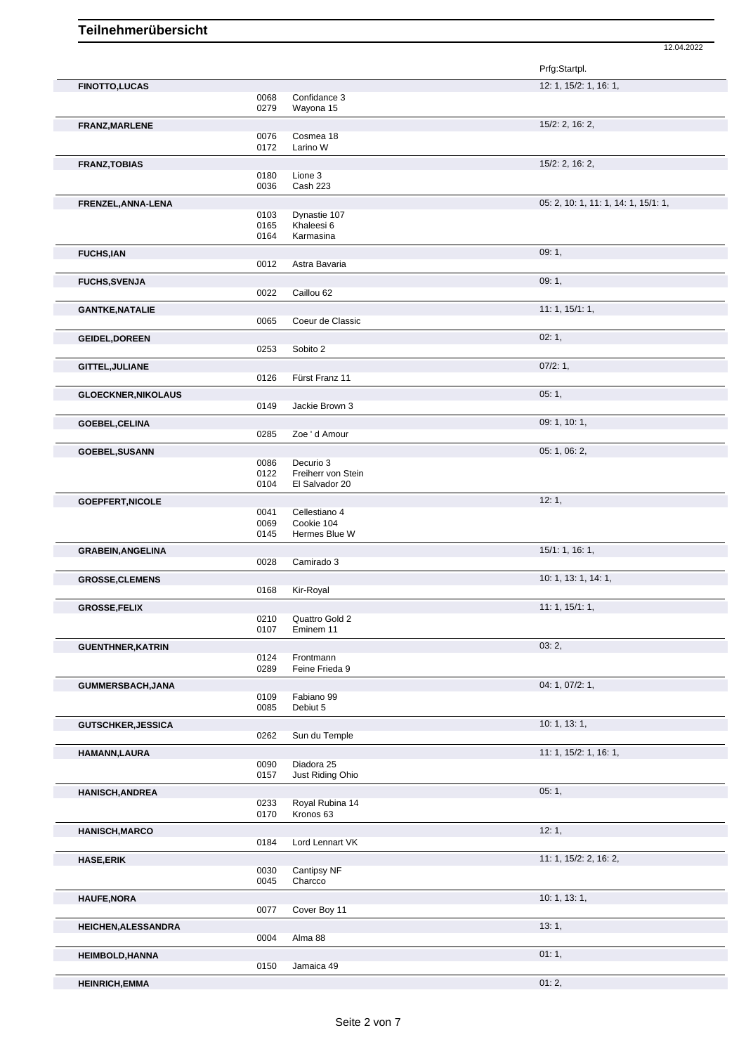# Teilnehmerübersicht

12.04.2022

| Teilnehmer | Nr. | Pferd | Prfg:Startpl. |
|---|---|---|---|
| **FINOTTO,LUCAS** | | | 12: 1, 15/2: 1, 16: 1, |
| | 0068 | Confidance 3 | |
| | 0279 | Wayona 15 | |
| **FRANZ,MARLENE** | | | 15/2: 2, 16: 2, |
| | 0076 | Cosmea 18 | |
| | 0172 | Larino W | |
| **FRANZ,TOBIAS** | | | 15/2: 2, 16: 2, |
| | 0180 | Lione 3 | |
| | 0036 | Cash 223 | |
| **FRENZEL,ANNA-LENA** | | | 05: 2, 10: 1, 11: 1, 14: 1, 15/1: 1, |
| | 0103 | Dynastie 107 | |
| | 0165 | Khaleesi 6 | |
| | 0164 | Karmasina | |
| **FUCHS,IAN** | | | 09: 1, |
| | 0012 | Astra Bavaria | |
| **FUCHS,SVENJA** | | | 09: 1, |
| | 0022 | Caillou 62 | |
| **GANTKE,NATALIE** | | | 11: 1, 15/1: 1, |
| | 0065 | Coeur de Classic | |
| **GEIDEL,DOREEN** | | | 02: 1, |
| | 0253 | Sobito 2 | |
| **GITTEL,JULIANE** | | | 07/2: 1, |
| | 0126 | Fürst Franz 11 | |
| **GLOECKNER,NIKOLAUS** | | | 05: 1, |
| | 0149 | Jackie Brown 3 | |
| **GOEBEL,CELINA** | | | 09: 1, 10: 1, |
| | 0285 | Zoe ' d Amour | |
| **GOEBEL,SUSANN** | | | 05: 1, 06: 2, |
| | 0086 | Decurio 3 | |
| | 0122 | Freiherr von Stein | |
| | 0104 | El Salvador 20 | |
| **GOEPFERT,NICOLE** | | | 12: 1, |
| | 0041 | Cellestiano 4 | |
| | 0069 | Cookie 104 | |
| | 0145 | Hermes Blue W | |
| **GRABEIN,ANGELINA** | | | 15/1: 1, 16: 1, |
| | 0028 | Camirado 3 | |
| **GROSSE,CLEMENS** | | | 10: 1, 13: 1, 14: 1, |
| | 0168 | Kir-Royal | |
| **GROSSE,FELIX** | | | 11: 1, 15/1: 1, |
| | 0210 | Quattro Gold 2 | |
| | 0107 | Eminem 11 | |
| **GUENTHNER,KATRIN** | | | 03: 2, |
| | 0124 | Frontmann | |
| | 0289 | Feine Frieda 9 | |
| **GUMMERSBACH,JANA** | | | 04: 1, 07/2: 1, |
| | 0109 | Fabiano 99 | |
| | 0085 | Debiut 5 | |
| **GUTSCHKER,JESSICA** | | | 10: 1, 13: 1, |
| | 0262 | Sun du Temple | |
| **HAMANN,LAURA** | | | 11: 1, 15/2: 1, 16: 1, |
| | 0090 | Diadora 25 | |
| | 0157 | Just Riding Ohio | |
| **HANISCH,ANDREA** | | | 05: 1, |
| | 0233 | Royal Rubina 14 | |
| | 0170 | Kronos 63 | |
| **HANISCH,MARCO** | | | 12: 1, |
| | 0184 | Lord Lennart VK | |
| **HASE,ERIK** | | | 11: 1, 15/2: 2, 16: 2, |
| | 0030 | Cantipsy NF | |
| | 0045 | Charcco | |
| **HAUFE,NORA** | | | 10: 1, 13: 1, |
| | 0077 | Cover Boy 11 | |
| **HEICHEN,ALESSANDRA** | | | 13: 1, |
| | 0004 | Alma 88 | |
| **HEIMBOLD,HANNA** | | | 01: 1, |
| | 0150 | Jamaica 49 | |
| **HEINRICH,EMMA** | | | 01: 2, |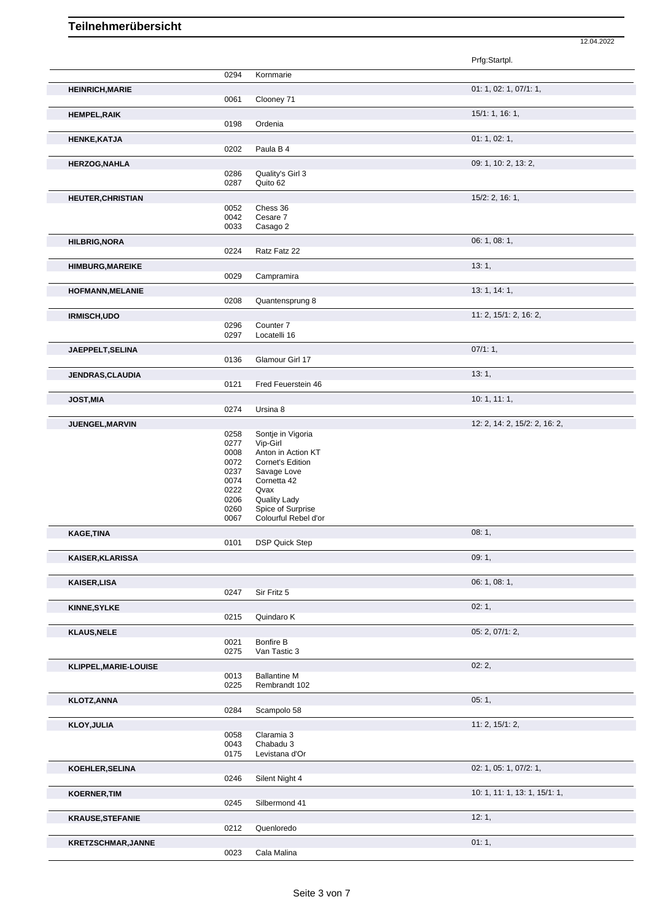# Teilnehmerübersicht

12.04.2022

| Name | Nr. | Pferd | Prfg:Startpl. |
|---|---|---|---|
| | 0294 | Kornmarie | |
| **HEINRICH,MARIE** | | | 01: 1, 02: 1, 07/1: 1, |
| | 0061 | Clooney 71 | |
| **HEMPEL,RAIK** | | | 15/1: 1, 16: 1, |
| | 0198 | Ordenia | |
| **HENKE,KATJA** | | | 01: 1, 02: 1, |
| | 0202 | Paula B 4 | |
| **HERZOG,NAHLA** | | | 09: 1, 10: 2, 13: 2, |
| | 0286 | Quality's Girl 3 | |
| | 0287 | Quito 62 | |
| **HEUTER,CHRISTIAN** | | | 15/2: 2, 16: 1, |
| | 0052 | Chess 36 | |
| | 0042 | Cesare 7 | |
| | 0033 | Casago 2 | |
| **HILBRIG,NORA** | | | 06: 1, 08: 1, |
| | 0224 | Ratz Fatz 22 | |
| **HIMBURG,MAREIKE** | | | 13: 1, |
| | 0029 | Campramira | |
| **HOFMANN,MELANIE** | | | 13: 1, 14: 1, |
| | 0208 | Quantensprung 8 | |
| **IRMISCH,UDO** | | | 11: 2, 15/1: 2, 16: 2, |
| | 0296 | Counter 7 | |
| | 0297 | Locatelli 16 | |
| **JAEPPELT,SELINA** | | | 07/1: 1, |
| | 0136 | Glamour Girl 17 | |
| **JENDRAS,CLAUDIA** | | | 13: 1, |
| | 0121 | Fred Feuerstein 46 | |
| **JOST,MIA** | | | 10: 1, 11: 1, |
| | 0274 | Ursina 8 | |
| **JUENGEL,MARVIN** | | | 12: 2, 14: 2, 15/2: 2, 16: 2, |
| | 0258 | Sontje in Vigoria | |
| | 0277 | Vip-Girl | |
| | 0008 | Anton in Action KT | |
| | 0072 | Cornet's Edition | |
| | 0237 | Savage Love | |
| | 0074 | Cornetta 42 | |
| | 0222 | Qvax | |
| | 0206 | Quality Lady | |
| | 0260 | Spice of Surprise | |
| | 0067 | Colourful Rebel d'or | |
| **KAGE,TINA** | | | 08: 1, |
| | 0101 | DSP Quick Step | |
| **KAISER,KLARISSA** | | | 09: 1, |
| **KAISER,LISA** | | | 06: 1, 08: 1, |
| | 0247 | Sir Fritz 5 | |
| **KINNE,SYLKE** | | | 02: 1, |
| | 0215 | Quindaro K | |
| **KLAUS,NELE** | | | 05: 2, 07/1: 2, |
| | 0021 | Bonfire B | |
| | 0275 | Van Tastic 3 | |
| **KLIPPEL,MARIE-LOUISE** | | | 02: 2, |
| | 0013 | Ballantine M | |
| | 0225 | Rembrandt 102 | |
| **KLOTZ,ANNA** | | | 05: 1, |
| | 0284 | Scampolo 58 | |
| **KLOY,JULIA** | | | 11: 2, 15/1: 2, |
| | 0058 | Claramia 3 | |
| | 0043 | Chabadu 3 | |
| | 0175 | Levistana d'Or | |
| **KOEHLER,SELINA** | | | 02: 1, 05: 1, 07/2: 1, |
| | 0246 | Silent Night 4 | |
| **KOERNER,TIM** | | | 10: 1, 11: 1, 13: 1, 15/1: 1, |
| | 0245 | Silbermond 41 | |
| **KRAUSE,STEFANIE** | | | 12: 1, |
| | 0212 | Quenloredo | |
| **KRETZSCHMAR,JANNE** | | | 01: 1, |
| | 0023 | Cala Malina | |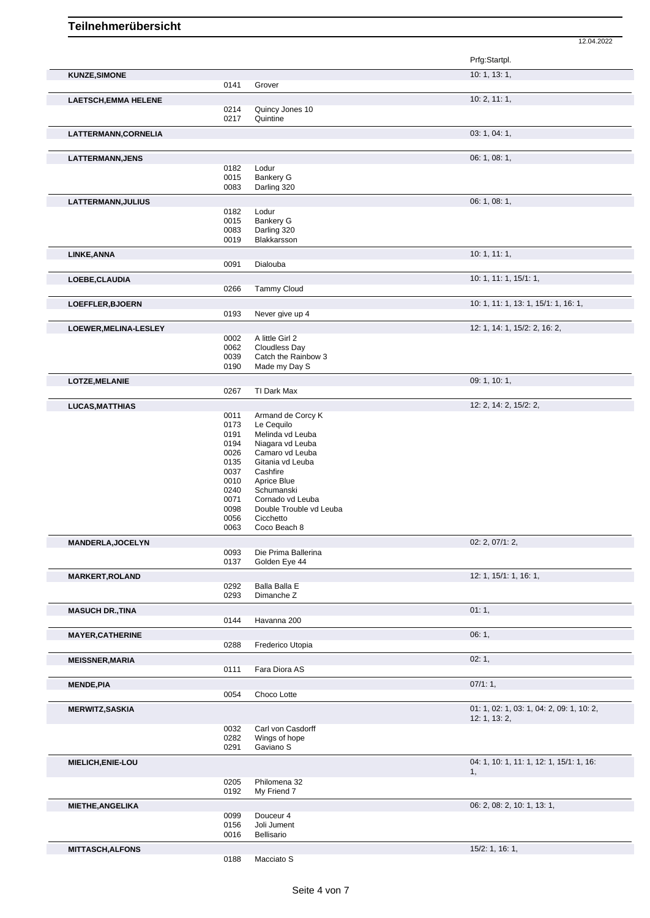# Teilnehmerübersicht

12.04.2022

| Name | Nr. | Pferd | Prfg:Startpl. |
|---|---|---|---|
| **KUNZE,SIMONE** | | | 10: 1, 13: 1, |
| | 0141 | Grover | |
| **LAETSCH,EMMA HELENE** | | | 10: 2, 11: 1, |
| | 0214 | Quincy Jones 10 | |
| | 0217 | Quintine | |
| **LATTERMANN,CORNELIA** | | | 03: 1, 04: 1, |
| **LATTERMANN,JENS** | | | 06: 1, 08: 1, |
| | 0182 | Lodur | |
| | 0015 | Bankery G | |
| | 0083 | Darling 320 | |
| **LATTERMANN,JULIUS** | | | 06: 1, 08: 1, |
| | 0182 | Lodur | |
| | 0015 | Bankery G | |
| | 0083 | Darling 320 | |
| | 0019 | Blakkarsson | |
| **LINKE,ANNA** | | | 10: 1, 11: 1, |
| | 0091 | Dialouba | |
| **LOEBE,CLAUDIA** | | | 10: 1, 11: 1, 15/1: 1, |
| | 0266 | Tammy Cloud | |
| **LOEFFLER,BJOERN** | | | 10: 1, 11: 1, 13: 1, 15/1: 1, 16: 1, |
| | 0193 | Never give up 4 | |
| **LOEWER,MELINA-LESLEY** | | | 12: 1, 14: 1, 15/2: 2, 16: 2, |
| | 0002 | A little Girl 2 | |
| | 0062 | Cloudless Day | |
| | 0039 | Catch the Rainbow 3 | |
| | 0190 | Made my Day S | |
| **LOTZE,MELANIE** | | | 09: 1, 10: 1, |
| | 0267 | TI Dark Max | |
| **LUCAS,MATTHIAS** | | | 12: 2, 14: 2, 15/2: 2, |
| | 0011 | Armand de Corcy K | |
| | 0173 | Le Cequilo | |
| | 0191 | Melinda vd Leuba | |
| | 0194 | Niagara vd Leuba | |
| | 0026 | Camaro vd Leuba | |
| | 0135 | Gitania vd Leuba | |
| | 0037 | Cashfire | |
| | 0010 | Aprice Blue | |
| | 0240 | Schumanski | |
| | 0071 | Cornado vd Leuba | |
| | 0098 | Double Trouble vd Leuba | |
| | 0056 | Cicchetto | |
| | 0063 | Coco Beach 8 | |
| **MANDERLA,JOCELYN** | | | 02: 2, 07/1: 2, |
| | 0093 | Die Prima Ballerina | |
| | 0137 | Golden Eye 44 | |
| **MARKERT,ROLAND** | | | 12: 1, 15/1: 1, 16: 1, |
| | 0292 | Balla Balla E | |
| | 0293 | Dimanche Z | |
| **MASUCH DR.,TINA** | | | 01: 1, |
| | 0144 | Havanna 200 | |
| **MAYER,CATHERINE** | | | 06: 1, |
| | 0288 | Frederico Utopia | |
| **MEISSNER,MARIA** | | | 02: 1, |
| | 0111 | Fara Diora AS | |
| **MENDE,PIA** | | | 07/1: 1, |
| | 0054 | Choco Lotte | |
| **MERWITZ,SASKIA** | | | 01: 1, 02: 1, 03: 1, 04: 2, 09: 1, 10: 2, 12: 1, 13: 2, |
| | 0032 | Carl von Casdorff | |
| | 0282 | Wings of hope | |
| | 0291 | Gaviano S | |
| **MIELICH,ENIE-LOU** | | | 04: 1, 10: 1, 11: 1, 12: 1, 15/1: 1, 16: 1, |
| | 0205 | Philomena 32 | |
| | 0192 | My Friend 7 | |
| **MIETHE,ANGELIKA** | | | 06: 2, 08: 2, 10: 1, 13: 1, |
| | 0099 | Douceur 4 | |
| | 0156 | Joli Jument | |
| | 0016 | Bellisario | |
| **MITTASCH,ALFONS** | | | 15/2: 1, 16: 1, |
| | 0188 | Macciato S | |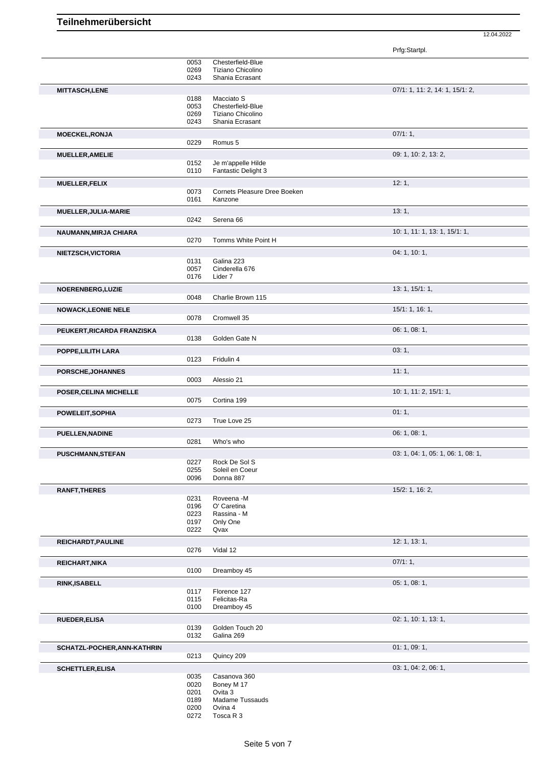# Teilnehmerübersicht

12.04.2022

| Teilnehmer | Nr. | Pferd | Prfg:Startpl. |
|---|---|---|---|
| | 0053 | Chesterfield-Blue | |
| | 0269 | Tiziano Chicolino | |
| | 0243 | Shania Ecrasant | |
| **MITTASCH,LENE** | | | 07/1: 1, 11: 2, 14: 1, 15/1: 2, |
| | 0188 | Macciato S | |
| | 0053 | Chesterfield-Blue | |
| | 0269 | Tiziano Chicolino | |
| | 0243 | Shania Ecrasant | |
| **MOECKEL,RONJA** | | | 07/1: 1, |
| | 0229 | Romus 5 | |
| **MUELLER,AMELIE** | | | 09: 1, 10: 2, 13: 2, |
| | 0152 | Je m'appelle Hilde | |
| | 0110 | Fantastic Delight 3 | |
| **MUELLER,FELIX** | | | 12: 1, |
| | 0073 | Cornets Pleasure Dree Boeken | |
| | 0161 | Kanzone | |
| **MUELLER,JULIA-MARIE** | | | 13: 1, |
| | 0242 | Serena 66 | |
| **NAUMANN,MIRJA CHIARA** | | | 10: 1, 11: 1, 13: 1, 15/1: 1, |
| | 0270 | Tomms White Point H | |
| **NIETZSCH,VICTORIA** | | | 04: 1, 10: 1, |
| | 0131 | Galina 223 | |
| | 0057 | Cinderella 676 | |
| | 0176 | Lider 7 | |
| **NOERENBERG,LUZIE** | | | 13: 1, 15/1: 1, |
| | 0048 | Charlie Brown 115 | |
| **NOWACK,LEONIE NELE** | | | 15/1: 1, 16: 1, |
| | 0078 | Cromwell 35 | |
| **PEUKERT,RICARDA FRANZISKA** | | | 06: 1, 08: 1, |
| | 0138 | Golden Gate N | |
| **POPPE,LILITH LARA** | | | 03: 1, |
| | 0123 | Fridulin 4 | |
| **PORSCHE,JOHANNES** | | | 11: 1, |
| | 0003 | Alessio 21 | |
| **POSER,CELINA MICHELLE** | | | 10: 1, 11: 2, 15/1: 1, |
| | 0075 | Cortina 199 | |
| **POWELEIT,SOPHIA** | | | 01: 1, |
| | 0273 | True Love 25 | |
| **PUELLEN,NADINE** | | | 06: 1, 08: 1, |
| | 0281 | Who's who | |
| **PUSCHMANN,STEFAN** | | | 03: 1, 04: 1, 05: 1, 06: 1, 08: 1, |
| | 0227 | Rock De Sol S | |
| | 0255 | Soleil en Coeur | |
| | 0096 | Donna 887 | |
| **RANFT,THERES** | | | 15/2: 1, 16: 2, |
| | 0231 | Roveena -M | |
| | 0196 | O' Caretina | |
| | 0223 | Rassina - M | |
| | 0197 | Only One | |
| | 0222 | Qvax | |
| **REICHARDT,PAULINE** | | | 12: 1, 13: 1, |
| | 0276 | Vidal 12 | |
| **REICHART,NIKA** | | | 07/1: 1, |
| | 0100 | Dreamboy 45 | |
| **RINK,ISABELL** | | | 05: 1, 08: 1, |
| | 0117 | Florence 127 | |
| | 0115 | Felicitas-Ra | |
| | 0100 | Dreamboy 45 | |
| **RUEDER,ELISA** | | | 02: 1, 10: 1, 13: 1, |
| | 0139 | Golden Touch 20 | |
| | 0132 | Galina 269 | |
| **SCHATZL-POCHER,ANN-KATHRIN** | | | 01: 1, 09: 1, |
| | 0213 | Quincy 209 | |
| **SCHETTLER,ELISA** | | | 03: 1, 04: 2, 06: 1, |
| | 0035 | Casanova 360 | |
| | 0020 | Boney M 17 | |
| | 0201 | Ovita 3 | |
| | 0189 | Madame Tussauds | |
| | 0200 | Ovina 4 | |
| | 0272 | Tosca R 3 | |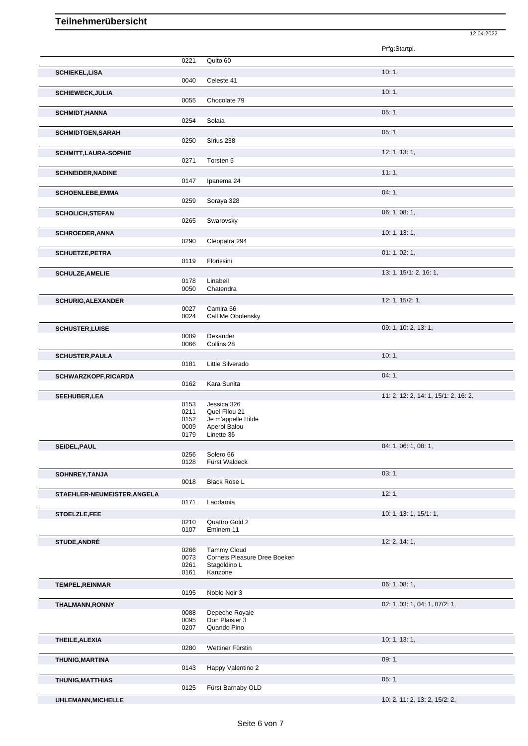# Teilnehmerübersicht

12.04.2022

| Name | Nr. | Pferd | Prfg:Startpl. |
|---|---|---|---|
| | 0221 | Quito 60 | |
| **SCHIEKEL,LISA** | | | 10: 1, |
| | 0040 | Celeste 41 | |
| **SCHIEWECK,JULIA** | | | 10: 1, |
| | 0055 | Chocolate 79 | |
| **SCHMIDT,HANNA** | | | 05: 1, |
| | 0254 | Solaia | |
| **SCHMIDTGEN,SARAH** | | | 05: 1, |
| | 0250 | Sirius 238 | |
| **SCHMITT,LAURA-SOPHIE** | | | 12: 1, 13: 1, |
| | 0271 | Torsten 5 | |
| **SCHNEIDER,NADINE** | | | 11: 1, |
| | 0147 | Ipanema 24 | |
| **SCHOENLEBE,EMMA** | | | 04: 1, |
| | 0259 | Soraya 328 | |
| **SCHOLICH,STEFAN** | | | 06: 1, 08: 1, |
| | 0265 | Swarovsky | |
| **SCHROEDER,ANNA** | | | 10: 1, 13: 1, |
| | 0290 | Cleopatra 294 | |
| **SCHUETZE,PETRA** | | | 01: 1, 02: 1, |
| | 0119 | Florissini | |
| **SCHULZE,AMELIE** | | | 13: 1, 15/1: 2, 16: 1, |
| | 0178 | Linabell | |
| | 0050 | Chatendra | |
| **SCHURIG,ALEXANDER** | | | 12: 1, 15/2: 1, |
| | 0027 | Camira 56 | |
| | 0024 | Call Me Obolensky | |
| **SCHUSTER,LUISE** | | | 09: 1, 10: 2, 13: 1, |
| | 0089 | Dexander | |
| | 0066 | Collins 28 | |
| **SCHUSTER,PAULA** | | | 10: 1, |
| | 0181 | Little Silverado | |
| **SCHWARZKOPF,RICARDA** | | | 04: 1, |
| | 0162 | Kara Sunita | |
| **SEEHUBER,LEA** | | | 11: 2, 12: 2, 14: 1, 15/1: 2, 16: 2, |
| | 0153 | Jessica 326 | |
| | 0211 | Quel Filou 21 | |
| | 0152 | Je m'appelle Hilde | |
| | 0009 | Aperol Balou | |
| | 0179 | Linette 36 | |
| **SEIDEL,PAUL** | | | 04: 1, 06: 1, 08: 1, |
| | 0256 | Solero 66 | |
| | 0128 | Fürst Waldeck | |
| **SOHNREY,TANJA** | | | 03: 1, |
| | 0018 | Black Rose L | |
| **STAEHLER-NEUMEISTER,ANGELA** | | | 12: 1, |
| | 0171 | Laodamia | |
| **STOELZLE,FEE** | | | 10: 1, 13: 1, 15/1: 1, |
| | 0210 | Quattro Gold 2 | |
| | 0107 | Eminem 11 | |
| **STUDE,ANDRÉ** | | | 12: 2, 14: 1, |
| | 0266 | Tammy Cloud | |
| | 0073 | Cornets Pleasure Dree Boeken | |
| | 0261 | Stagoldino L | |
| | 0161 | Kanzone | |
| **TEMPEL,REINMAR** | | | 06: 1, 08: 1, |
| | 0195 | Noble Noir 3 | |
| **THALMANN,RONNY** | | | 02: 1, 03: 1, 04: 1, 07/2: 1, |
| | 0088 | Depeche Royale | |
| | 0095 | Don Plaisier 3 | |
| | 0207 | Quando Pino | |
| **THEILE,ALEXIA** | | | 10: 1, 13: 1, |
| | 0280 | Wettiner Fürstin | |
| **THUNIG,MARTINA** | | | 09: 1, |
| | 0143 | Happy Valentino 2 | |
| **THUNIG,MATTHIAS** | | | 05: 1, |
| | 0125 | Fürst Barnaby OLD | |
| **UHLEMANN,MICHELLE** | | | 10: 2, 11: 2, 13: 2, 15/2: 2, |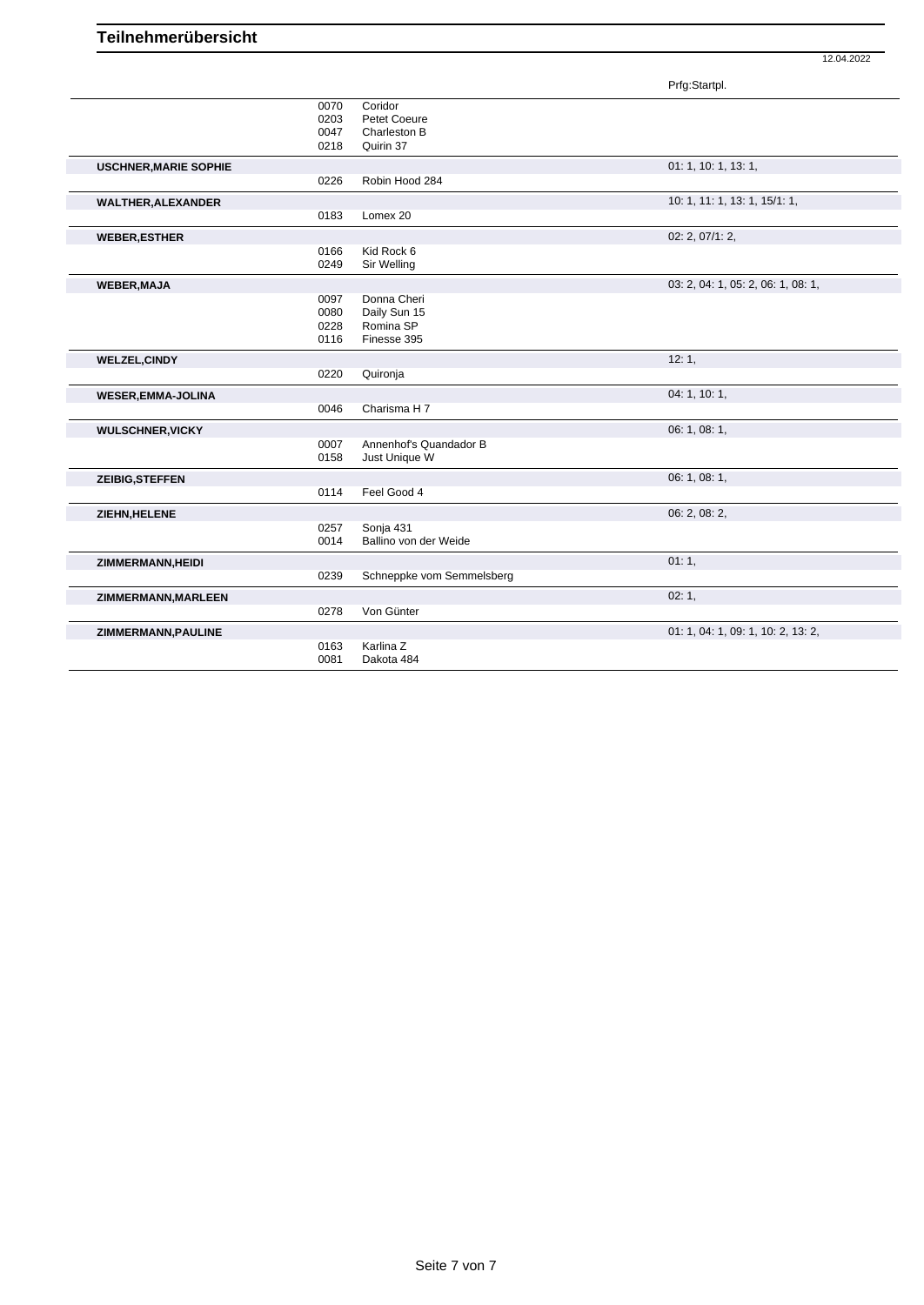# Teilnehmerübersicht

12.04.2022

| | | | Prfg:Startpl. |
|---|---|---|---|
| | 0070 | Coridor | |
| | 0203 | Petet Coeure | |
| | 0047 | Charleston B | |
| | 0218 | Quirin 37 | |
| **USCHNER,MARIE SOPHIE** | | | 01: 1, 10: 1, 13: 1, |
| | 0226 | Robin Hood 284 | |
| **WALTHER,ALEXANDER** | | | 10: 1, 11: 1, 13: 1, 15/1: 1, |
| | 0183 | Lomex 20 | |
| **WEBER,ESTHER** | | | 02: 2, 07/1: 2, |
| | 0166 | Kid Rock 6 | |
| | 0249 | Sir Welling | |
| **WEBER,MAJA** | | | 03: 2, 04: 1, 05: 2, 06: 1, 08: 1, |
| | 0097 | Donna Cheri | |
| | 0080 | Daily Sun 15 | |
| | 0228 | Romina SP | |
| | 0116 | Finesse 395 | |
| **WELZEL,CINDY** | | | 12: 1, |
| | 0220 | Quironja | |
| **WESER,EMMA-JOLINA** | | | 04: 1, 10: 1, |
| | 0046 | Charisma H 7 | |
| **WULSCHNER,VICKY** | | | 06: 1, 08: 1, |
| | 0007 | Annenhof's Quandador B | |
| | 0158 | Just Unique W | |
| **ZEIBIG,STEFFEN** | | | 06: 1, 08: 1, |
| | 0114 | Feel Good 4 | |
| **ZIEHN,HELENE** | | | 06: 2, 08: 2, |
| | 0257 | Sonja 431 | |
| | 0014 | Ballino von der Weide | |
| **ZIMMERMANN,HEIDI** | | | 01: 1, |
| | 0239 | Schneppke vom Semmelsberg | |
| **ZIMMERMANN,MARLEEN** | | | 02: 1, |
| | 0278 | Von Günter | |
| **ZIMMERMANN,PAULINE** | | | 01: 1, 04: 1, 09: 1, 10: 2, 13: 2, |
| | 0163 | Karlina Z | |
| | 0081 | Dakota 484 | |